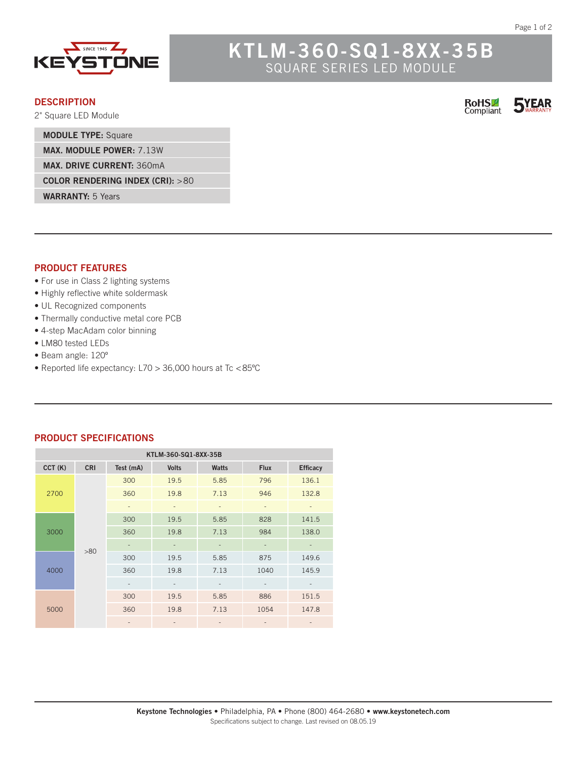# KTLM-360-SQ1-8XX-35B

## SQUARE SERIES LED MODULE

RoHS Compliant

5 YEAR WARRANTY

## DESCRIPTION

2" Square LED Module

| |
|---|
| **MODULE TYPE:** Square |
| **MAX. MODULE POWER:** 7.13W |
| **MAX. DRIVE CURRENT:** 360mA |
| **COLOR RENDERING INDEX (CRI):** >80 |
| **WARRANTY:** 5 Years |

## PRODUCT FEATURES

- For use in Class 2 lighting systems
- Highly reflective white soldermask
- UL Recognized components
- Thermally conductive metal core PCB
- 4-step MacAdam color binning
- LM80 tested LEDs
- Beam angle: 120º
- Reported life expectancy: L70 > 36,000 hours at Tc <85ºC

## PRODUCT SPECIFICATIONS

| KTLM-360-SQ1-8XX-35B | | | | | | |
|---|---|---|---|---|---|---|
| **CCT (K)** | **CRI** | **Test (mA)** | **Volts** | **Watts** | **Flux** | **Efficacy** |
| 2700 | >80 | 300 | 19.5 | 5.85 | 796 | 136.1 |
| | | 360 | 19.8 | 7.13 | 946 | 132.8 |
| | | - | - | - | - | - |
| 3000 | | 300 | 19.5 | 5.85 | 828 | 141.5 |
| | | 360 | 19.8 | 7.13 | 984 | 138.0 |
| | | - | - | - | - | - |
| 4000 | | 300 | 19.5 | 5.85 | 875 | 149.6 |
| | | 360 | 19.8 | 7.13 | 1040 | 145.9 |
| | | - | - | - | - | - |
| 5000 | | 300 | 19.5 | 5.85 | 886 | 151.5 |
| | | 360 | 19.8 | 7.13 | 1054 | 147.8 |
| | | - | - | - | - | - |

**Keystone Technologies** • Philadelphia, PA • Phone (800) 464-2680 • **www.keystonetech.com**

Specifications subject to change. Last revised on 08.05.19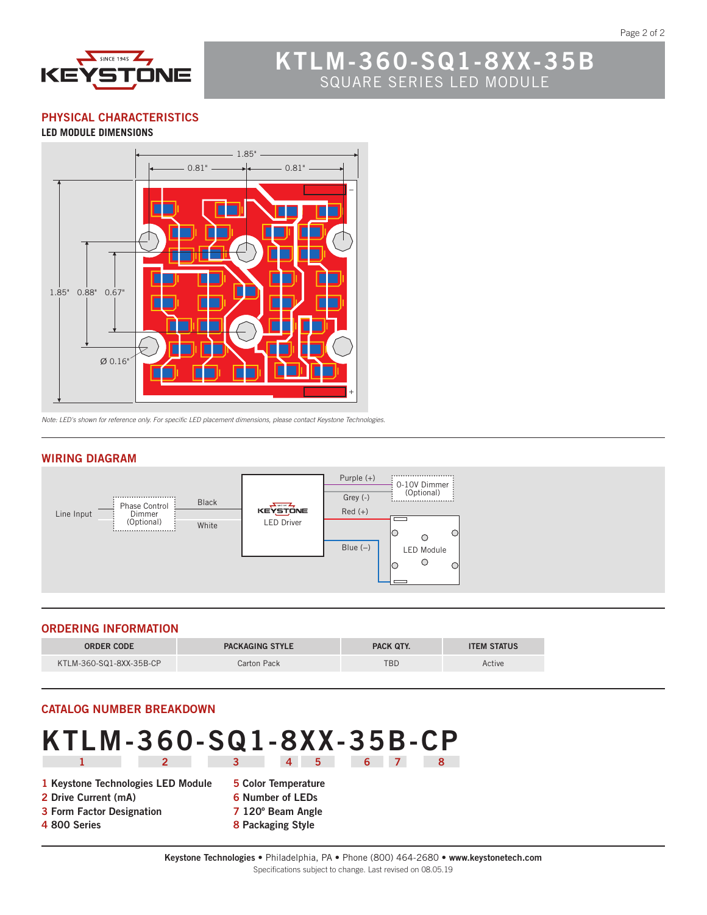# KTLM-360-SQ1-8XX-35B
## SQUARE SERIES LED MODULE

## PHYSICAL CHARACTERISTICS

### LED MODULE DIMENSIONS

1.85"
0.81"
0.81"
1.85"
0.88"
0.67"
Ø 0.16"
–
+

*Note: LED's shown for reference only. For specific LED placement dimensions, please contact Keystone Technologies.*

## WIRING DIAGRAM

Line Input
Phase Control Dimmer (Optional)
Black
White
KEYSTONE LED Driver
Purple (+)
Grey (-)
0-10V Dimmer (Optional)
Red (+)
Blue (–)
LED Module

## ORDERING INFORMATION

| ORDER CODE | PACKAGING STYLE | PACK QTY. | ITEM STATUS |
| --- | --- | --- | --- |
| KTLM-360-SQ1-8XX-35B-CP | Carton Pack | TBD | Active |

## CATALOG NUMBER BREAKDOWN

**KTLM-360-SQ1-8XX-35B-CP**

1 Keystone Technologies LED Module
2 Drive Current (mA)
3 Form Factor Designation
4 800 Series
5 Color Temperature
6 Number of LEDs
7 120º Beam Angle
8 Packaging Style

**Keystone Technologies** • Philadelphia, PA • Phone (800) 464-2680 • **www.keystonetech.com**
Specifications subject to change. Last revised on 08.05.19